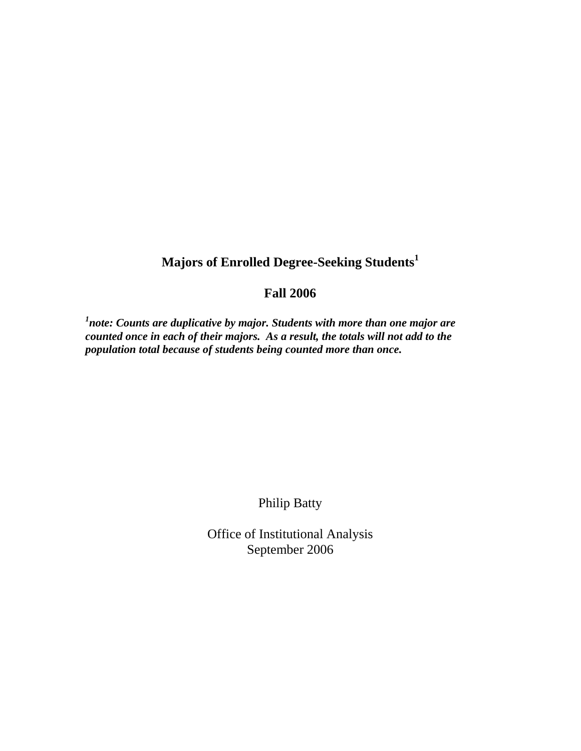# Majors of Enrolled Degree-Seeking Students[1]

## Fall 2006

***[1]note: Counts are duplicative by major. Students with more than one major are counted once in each of their majors. As a result, the totals will not add to the population total because of students being counted more than once.***

Philip Batty

Office of Institutional Analysis
September 2006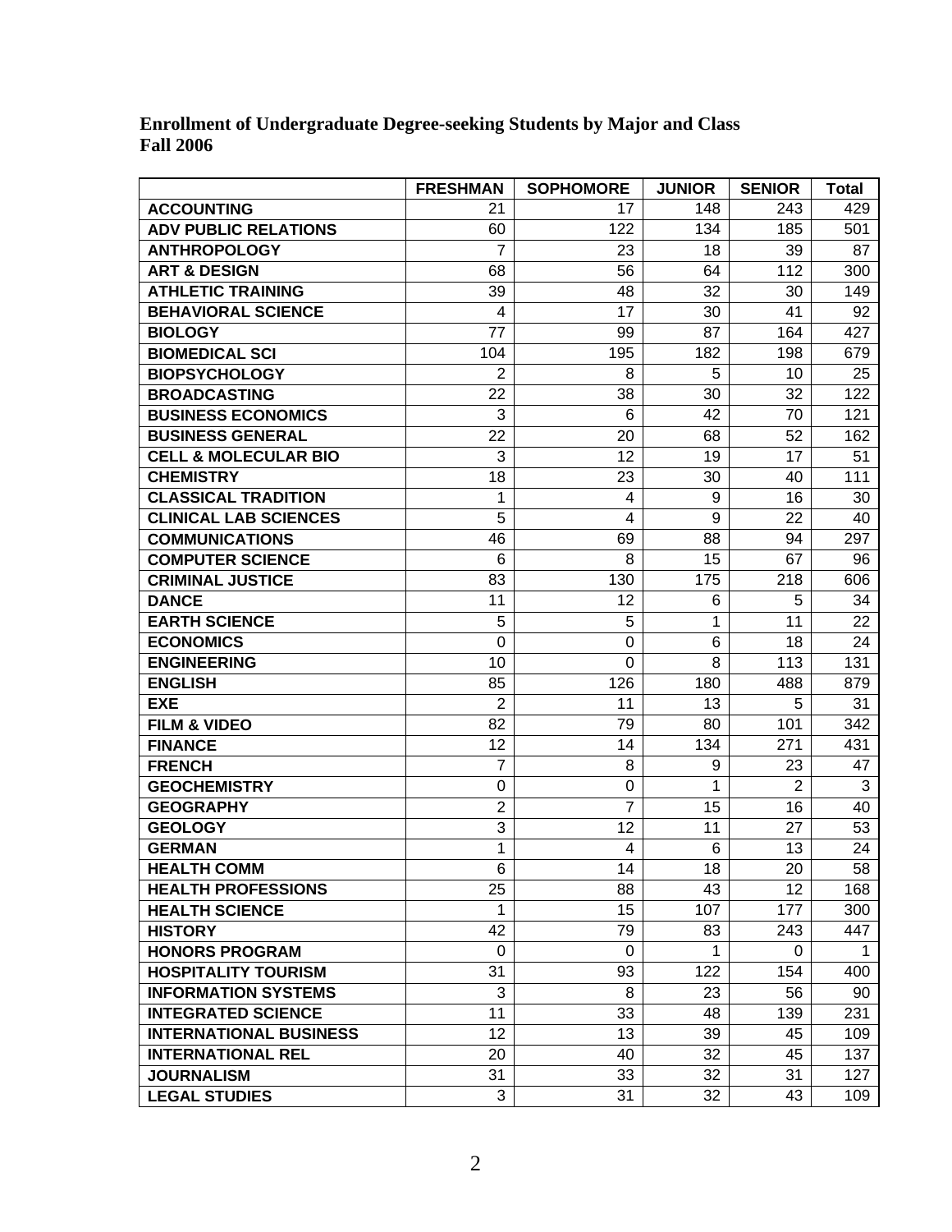**Enrollment of Undergraduate Degree-seeking Students by Major and Class**
**Fall 2006**

| | FRESHMAN | SOPHOMORE | JUNIOR | SENIOR | Total |
|---|---|---|---|---|---|
| **ACCOUNTING** | 21 | 17 | 148 | 243 | 429 |
| **ADV PUBLIC RELATIONS** | 60 | 122 | 134 | 185 | 501 |
| **ANTHROPOLOGY** | 7 | 23 | 18 | 39 | 87 |
| **ART & DESIGN** | 68 | 56 | 64 | 112 | 300 |
| **ATHLETIC TRAINING** | 39 | 48 | 32 | 30 | 149 |
| **BEHAVIORAL SCIENCE** | 4 | 17 | 30 | 41 | 92 |
| **BIOLOGY** | 77 | 99 | 87 | 164 | 427 |
| **BIOMEDICAL SCI** | 104 | 195 | 182 | 198 | 679 |
| **BIOPSYCHOLOGY** | 2 | 8 | 5 | 10 | 25 |
| **BROADCASTING** | 22 | 38 | 30 | 32 | 122 |
| **BUSINESS ECONOMICS** | 3 | 6 | 42 | 70 | 121 |
| **BUSINESS GENERAL** | 22 | 20 | 68 | 52 | 162 |
| **CELL & MOLECULAR BIO** | 3 | 12 | 19 | 17 | 51 |
| **CHEMISTRY** | 18 | 23 | 30 | 40 | 111 |
| **CLASSICAL TRADITION** | 1 | 4 | 9 | 16 | 30 |
| **CLINICAL LAB SCIENCES** | 5 | 4 | 9 | 22 | 40 |
| **COMMUNICATIONS** | 46 | 69 | 88 | 94 | 297 |
| **COMPUTER SCIENCE** | 6 | 8 | 15 | 67 | 96 |
| **CRIMINAL JUSTICE** | 83 | 130 | 175 | 218 | 606 |
| **DANCE** | 11 | 12 | 6 | 5 | 34 |
| **EARTH SCIENCE** | 5 | 5 | 1 | 11 | 22 |
| **ECONOMICS** | 0 | 0 | 6 | 18 | 24 |
| **ENGINEERING** | 10 | 0 | 8 | 113 | 131 |
| **ENGLISH** | 85 | 126 | 180 | 488 | 879 |
| **EXE** | 2 | 11 | 13 | 5 | 31 |
| **FILM & VIDEO** | 82 | 79 | 80 | 101 | 342 |
| **FINANCE** | 12 | 14 | 134 | 271 | 431 |
| **FRENCH** | 7 | 8 | 9 | 23 | 47 |
| **GEOCHEMISTRY** | 0 | 0 | 1 | 2 | 3 |
| **GEOGRAPHY** | 2 | 7 | 15 | 16 | 40 |
| **GEOLOGY** | 3 | 12 | 11 | 27 | 53 |
| **GERMAN** | 1 | 4 | 6 | 13 | 24 |
| **HEALTH COMM** | 6 | 14 | 18 | 20 | 58 |
| **HEALTH PROFESSIONS** | 25 | 88 | 43 | 12 | 168 |
| **HEALTH SCIENCE** | 1 | 15 | 107 | 177 | 300 |
| **HISTORY** | 42 | 79 | 83 | 243 | 447 |
| **HONORS PROGRAM** | 0 | 0 | 1 | 0 | 1 |
| **HOSPITALITY TOURISM** | 31 | 93 | 122 | 154 | 400 |
| **INFORMATION SYSTEMS** | 3 | 8 | 23 | 56 | 90 |
| **INTEGRATED SCIENCE** | 11 | 33 | 48 | 139 | 231 |
| **INTERNATIONAL BUSINESS** | 12 | 13 | 39 | 45 | 109 |
| **INTERNATIONAL REL** | 20 | 40 | 32 | 45 | 137 |
| **JOURNALISM** | 31 | 33 | 32 | 31 | 127 |
| **LEGAL STUDIES** | 3 | 31 | 32 | 43 | 109 |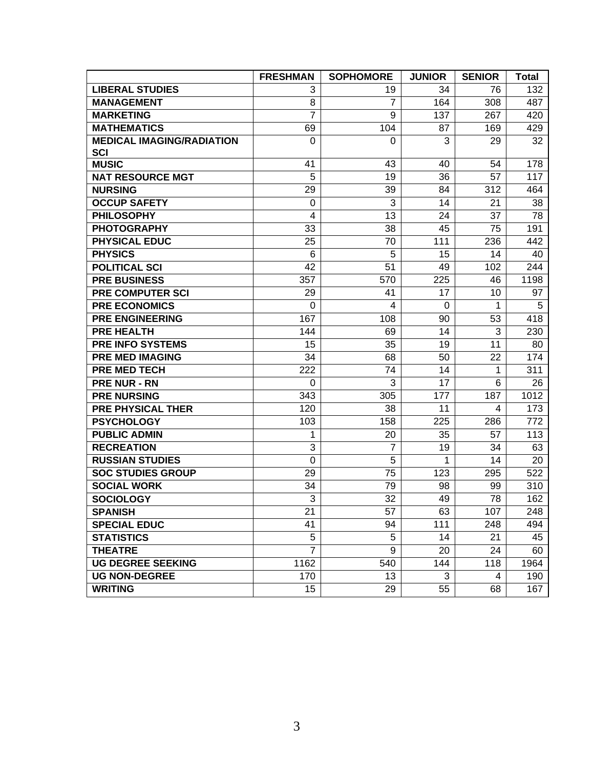| | FRESHMAN | SOPHOMORE | JUNIOR | SENIOR | Total |
|---|---|---|---|---|---|
| **LIBERAL STUDIES** | 3 | 19 | 34 | 76 | 132 |
| **MANAGEMENT** | 8 | 7 | 164 | 308 | 487 |
| **MARKETING** | 7 | 9 | 137 | 267 | 420 |
| **MATHEMATICS** | 69 | 104 | 87 | 169 | 429 |
| **MEDICAL IMAGING/RADIATION SCI** | 0 | 0 | 3 | 29 | 32 |
| **MUSIC** | 41 | 43 | 40 | 54 | 178 |
| **NAT RESOURCE MGT** | 5 | 19 | 36 | 57 | 117 |
| **NURSING** | 29 | 39 | 84 | 312 | 464 |
| **OCCUP SAFETY** | 0 | 3 | 14 | 21 | 38 |
| **PHILOSOPHY** | 4 | 13 | 24 | 37 | 78 |
| **PHOTOGRAPHY** | 33 | 38 | 45 | 75 | 191 |
| **PHYSICAL EDUC** | 25 | 70 | 111 | 236 | 442 |
| **PHYSICS** | 6 | 5 | 15 | 14 | 40 |
| **POLITICAL SCI** | 42 | 51 | 49 | 102 | 244 |
| **PRE BUSINESS** | 357 | 570 | 225 | 46 | 1198 |
| **PRE COMPUTER SCI** | 29 | 41 | 17 | 10 | 97 |
| **PRE ECONOMICS** | 0 | 4 | 0 | 1 | 5 |
| **PRE ENGINEERING** | 167 | 108 | 90 | 53 | 418 |
| **PRE HEALTH** | 144 | 69 | 14 | 3 | 230 |
| **PRE INFO SYSTEMS** | 15 | 35 | 19 | 11 | 80 |
| **PRE MED IMAGING** | 34 | 68 | 50 | 22 | 174 |
| **PRE MED TECH** | 222 | 74 | 14 | 1 | 311 |
| **PRE NUR - RN** | 0 | 3 | 17 | 6 | 26 |
| **PRE NURSING** | 343 | 305 | 177 | 187 | 1012 |
| **PRE PHYSICAL THER** | 120 | 38 | 11 | 4 | 173 |
| **PSYCHOLOGY** | 103 | 158 | 225 | 286 | 772 |
| **PUBLIC ADMIN** | 1 | 20 | 35 | 57 | 113 |
| **RECREATION** | 3 | 7 | 19 | 34 | 63 |
| **RUSSIAN STUDIES** | 0 | 5 | 1 | 14 | 20 |
| **SOC STUDIES GROUP** | 29 | 75 | 123 | 295 | 522 |
| **SOCIAL WORK** | 34 | 79 | 98 | 99 | 310 |
| **SOCIOLOGY** | 3 | 32 | 49 | 78 | 162 |
| **SPANISH** | 21 | 57 | 63 | 107 | 248 |
| **SPECIAL EDUC** | 41 | 94 | 111 | 248 | 494 |
| **STATISTICS** | 5 | 5 | 14 | 21 | 45 |
| **THEATRE** | 7 | 9 | 20 | 24 | 60 |
| **UG DEGREE SEEKING** | 1162 | 540 | 144 | 118 | 1964 |
| **UG NON-DEGREE** | 170 | 13 | 3 | 4 | 190 |
| **WRITING** | 15 | 29 | 55 | 68 | 167 |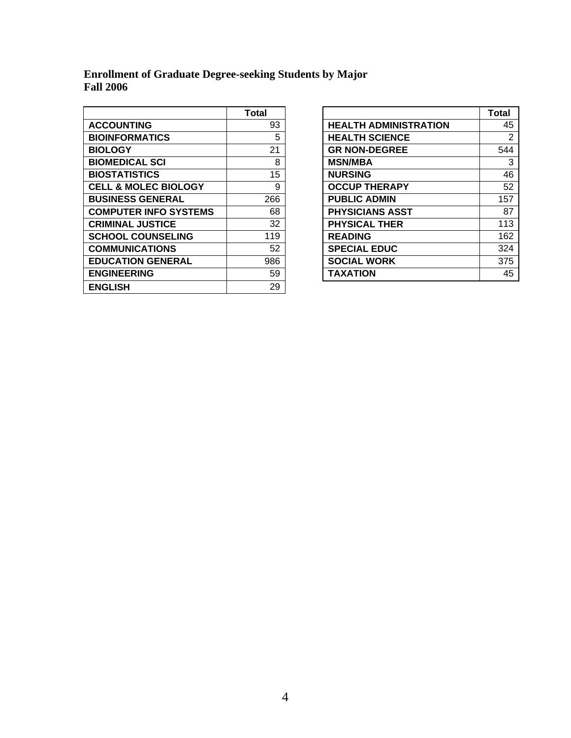**Enrollment of Graduate Degree-seeking Students by Major**
**Fall 2006**

| | Total |
|---|---|
| **ACCOUNTING** | 93 |
| **BIOINFORMATICS** | 5 |
| **BIOLOGY** | 21 |
| **BIOMEDICAL SCI** | 8 |
| **BIOSTATISTICS** | 15 |
| **CELL & MOLEC BIOLOGY** | 9 |
| **BUSINESS GENERAL** | 266 |
| **COMPUTER INFO SYSTEMS** | 68 |
| **CRIMINAL JUSTICE** | 32 |
| **SCHOOL COUNSELING** | 119 |
| **COMMUNICATIONS** | 52 |
| **EDUCATION GENERAL** | 986 |
| **ENGINEERING** | 59 |
| **ENGLISH** | 29 |

| | Total |
|---|---|
| **HEALTH ADMINISTRATION** | 45 |
| **HEALTH SCIENCE** | 2 |
| **GR NON-DEGREE** | 544 |
| **MSN/MBA** | 3 |
| **NURSING** | 46 |
| **OCCUP THERAPY** | 52 |
| **PUBLIC ADMIN** | 157 |
| **PHYSICIANS ASST** | 87 |
| **PHYSICAL THER** | 113 |
| **READING** | 162 |
| **SPECIAL EDUC** | 324 |
| **SOCIAL WORK** | 375 |
| **TAXATION** | 45 |